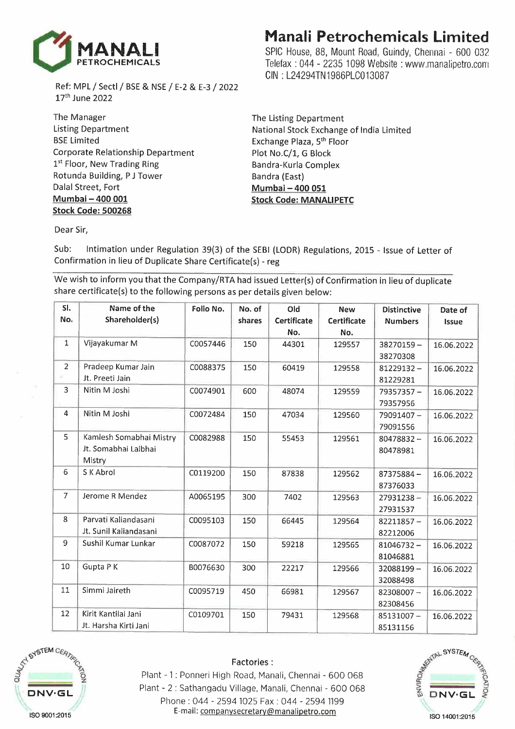# Manali Petrochemicals Limited

SPIC House, 88, Mount Road, Guindy, Chennai - 600 032
Telefax : 044 - 2235 1098 Website : www.manalipetro.com
CIN : L24294TN1986PLC013087

Ref: MPL / Sectl / BSE & NSE / E-2 & E-3 / 2022
17th June 2022

The Manager
Listing Department
BSE Limited
Corporate Relationship Department
1st Floor, New Trading Ring
Rotunda Building, P J Tower
Dalal Street, Fort
**Mumbai – 400 001**
**Stock Code: 500268**

The Listing Department
National Stock Exchange of India Limited
Exchange Plaza, 5th Floor
Plot No.C/1, G Block
Bandra-Kurla Complex
Bandra (East)
**Mumbai – 400 051**
**Stock Code: MANALIPETC**

Dear Sir,

Sub: Intimation under Regulation 39(3) of the SEBI (LODR) Regulations, 2015 - Issue of Letter of Confirmation in lieu of Duplicate Share Certificate(s) - reg

We wish to inform you that the Company/RTA had issued Letter(s) of Confirmation in lieu of duplicate share certificate(s) to the following persons as per details given below:

| Sl. No. | Name of the Shareholder(s) | Folio No. | No. of shares | Old Certificate No. | New Certificate No. | Distinctive Numbers | Date of Issue |
|---|---|---|---|---|---|---|---|
| 1 | Vijayakumar M | C0057446 | 150 | 44301 | 129557 | 38270159 – 38270308 | 16.06.2022 |
| 2 | Pradeep Kumar Jain Jt. Preeti Jain | C0088375 | 150 | 60419 | 129558 | 81229132 – 81229281 | 16.06.2022 |
| 3 | Nitin M Joshi | C0074901 | 600 | 48074 | 129559 | 79357357 – 79357956 | 16.06.2022 |
| 4 | Nitin M Joshi | C0072484 | 150 | 47034 | 129560 | 79091407 – 79091556 | 16.06.2022 |
| 5 | Kamlesh Somabhai Mistry Jt. Somabhai Lalbhai Mistry | C0082988 | 150 | 55453 | 129561 | 80478832 – 80478981 | 16.06.2022 |
| 6 | S K Abrol | C0119200 | 150 | 87838 | 129562 | 87375884 – 87376033 | 16.06.2022 |
| 7 | Jerome R Mendez | A0065195 | 300 | 7402 | 129563 | 27931238 – 27931537 | 16.06.2022 |
| 8 | Parvati Kaliandasani Jt. Sunil Kaliandasani | C0095103 | 150 | 66445 | 129564 | 82211857 – 82212006 | 16.06.2022 |
| 9 | Sushil Kumar Lunkar | C0087072 | 150 | 59218 | 129565 | 81046732 – 81046881 | 16.06.2022 |
| 10 | Gupta P K | B0076630 | 300 | 22217 | 129566 | 32088199 – 32088498 | 16.06.2022 |
| 11 | Simmi Jaireth | C0095719 | 450 | 66981 | 129567 | 82308007 – 82308456 | 16.06.2022 |
| 12 | Kirit Kantilal Jani Jt. Harsha Kirti Jani | C0109701 | 150 | 79431 | 129568 | 85131007 – 85131156 | 16.06.2022 |

Factories :
Plant - 1 : Ponneri High Road, Manali, Chennai - 600 068
Plant - 2 : Sathangadu Village, Manali, Chennai - 600 068
Phone : 044 - 2594 1025 Fax : 044 - 2594 1199
E-mail: companysecretary@manalipetro.com

ISO 9001:2015 ISO 14001:2015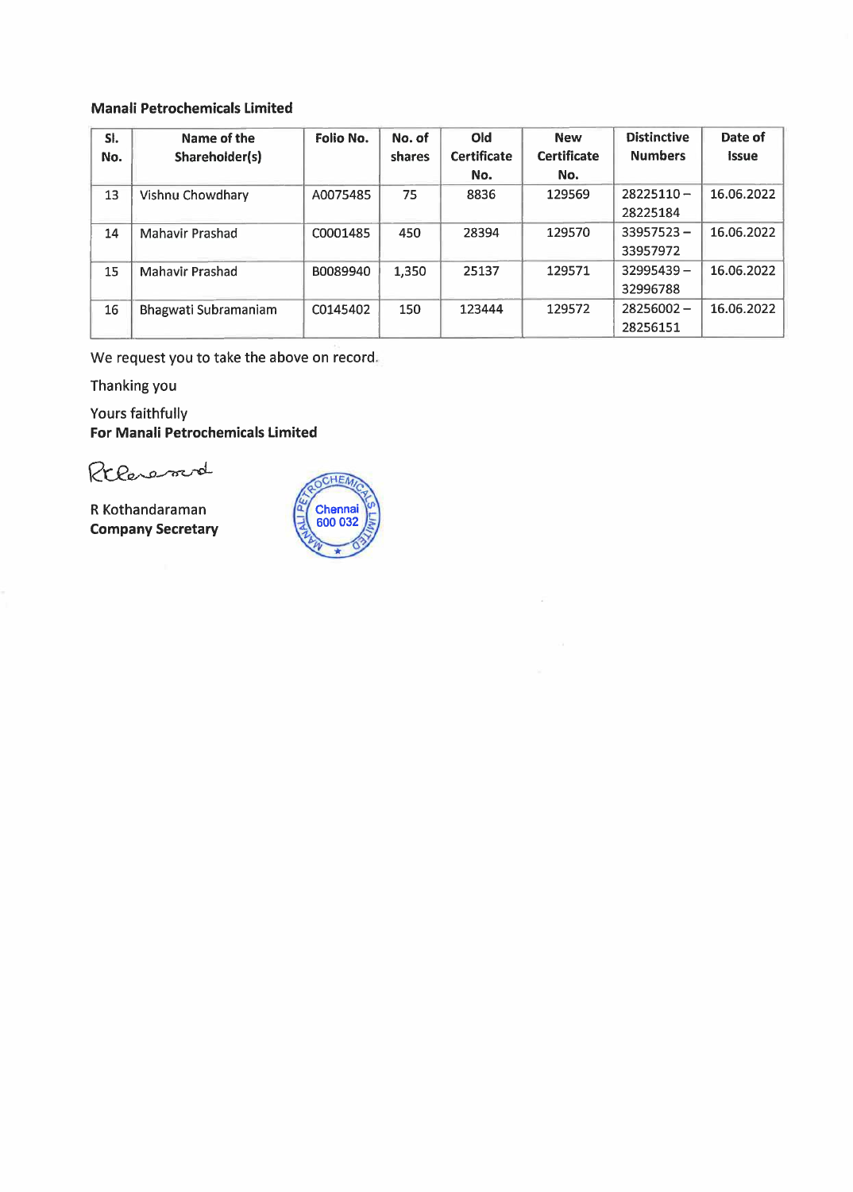**Manali Petrochemicals Limited**

| Sl. No. | Name of the Shareholder(s) | Folio No. | No. of shares | Old Certificate No. | New Certificate No. | Distinctive Numbers | Date of Issue |
|---|---|---|---|---|---|---|---|
| 13 | Vishnu Chowdhary | A0075485 | 75 | 8836 | 129569 | 28225110 – 28225184 | 16.06.2022 |
| 14 | Mahavir Prashad | C0001485 | 450 | 28394 | 129570 | 33957523 – 33957972 | 16.06.2022 |
| 15 | Mahavir Prashad | B0089940 | 1,350 | 25137 | 129571 | 32995439 – 32996788 | 16.06.2022 |
| 16 | Bhagwati Subramaniam | C0145402 | 150 | 123444 | 129572 | 28256002 – 28256151 | 16.06.2022 |

We request you to take the above on record.

Thanking you

Yours faithfully
**For Manali Petrochemicals Limited**

R Kothandaraman
**Company Secretary**

MANALI PETROCHEMICALS LIMITED
Chennai 600 032